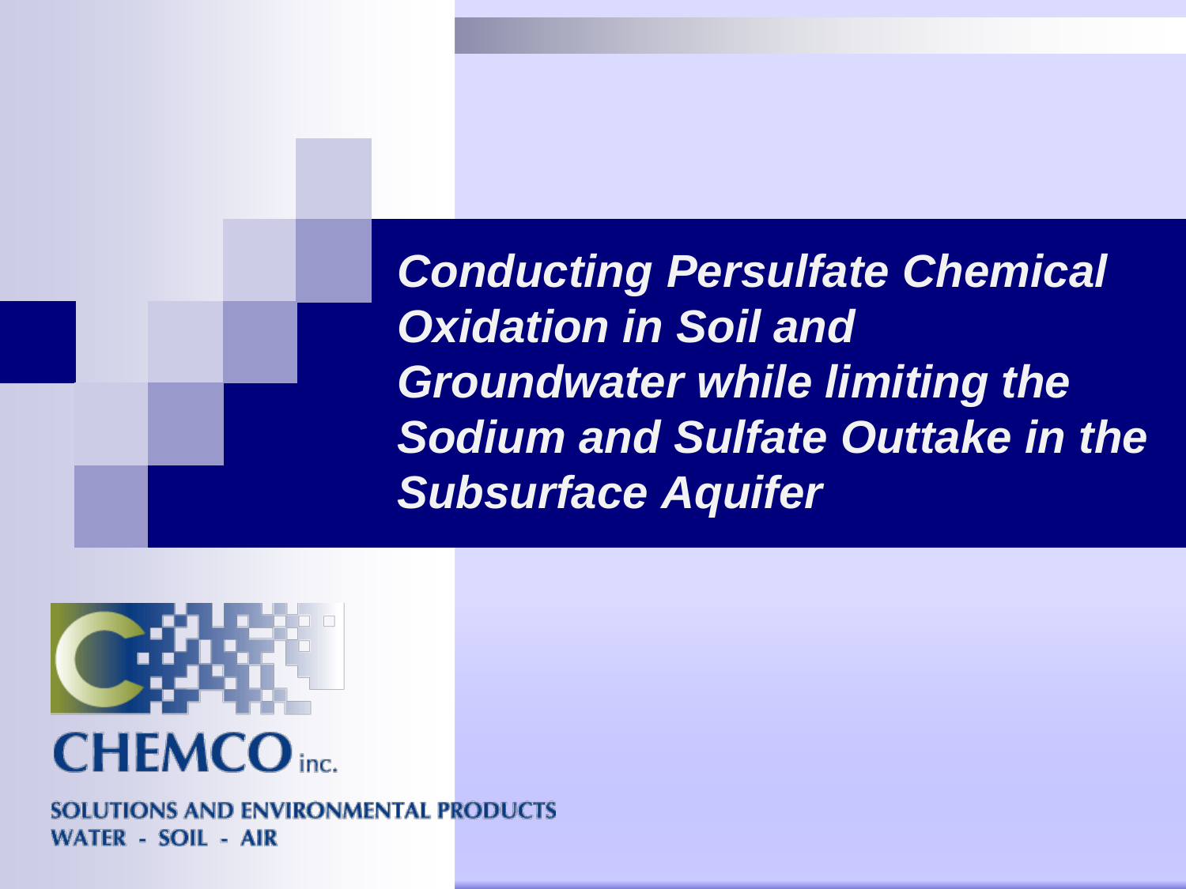# *Conducting Persulfate Chemical Oxidation in Soil and Groundwater while limiting the Sodium and Sulfate Outtake in the Subsurface Aquifer*

CHEMCO inc.

SOLUTIONS AND ENVIRONMENTAL PRODUCTS
WATER - SOIL - AIR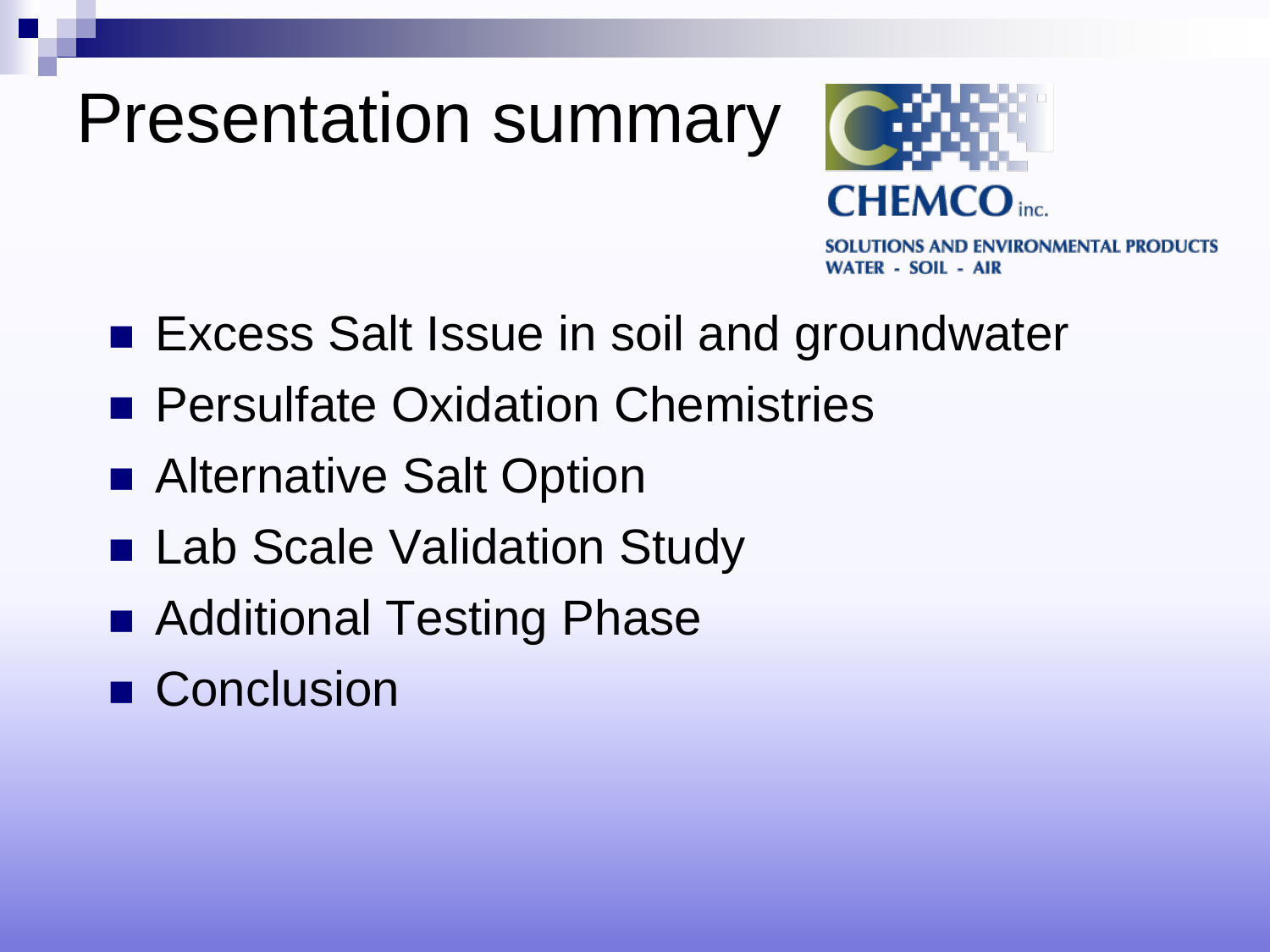# Presentation summary

CHEMCO inc.

SOLUTIONS AND ENVIRONMENTAL PRODUCTS
WATER - SOIL - AIR

- Excess Salt Issue in soil and groundwater
- Persulfate Oxidation Chemistries
- Alternative Salt Option
- Lab Scale Validation Study
- Additional Testing Phase
- Conclusion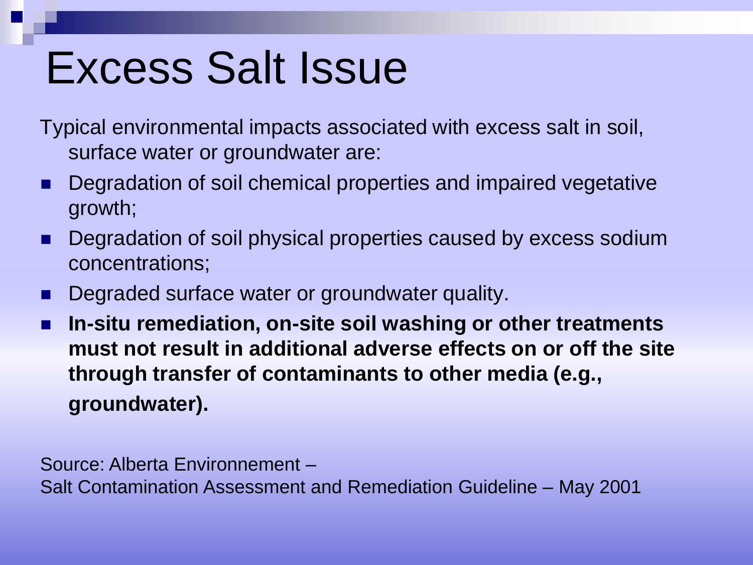# Excess Salt Issue

Typical environmental impacts associated with excess salt in soil, surface water or groundwater are:

- Degradation of soil chemical properties and impaired vegetative growth;
- Degradation of soil physical properties caused by excess sodium concentrations;
- Degraded surface water or groundwater quality.
- **In-situ remediation, on-site soil washing or other treatments must not result in additional adverse effects on or off the site through transfer of contaminants to other media (e.g., groundwater).**

Source: Alberta Environnement –
Salt Contamination Assessment and Remediation Guideline – May 2001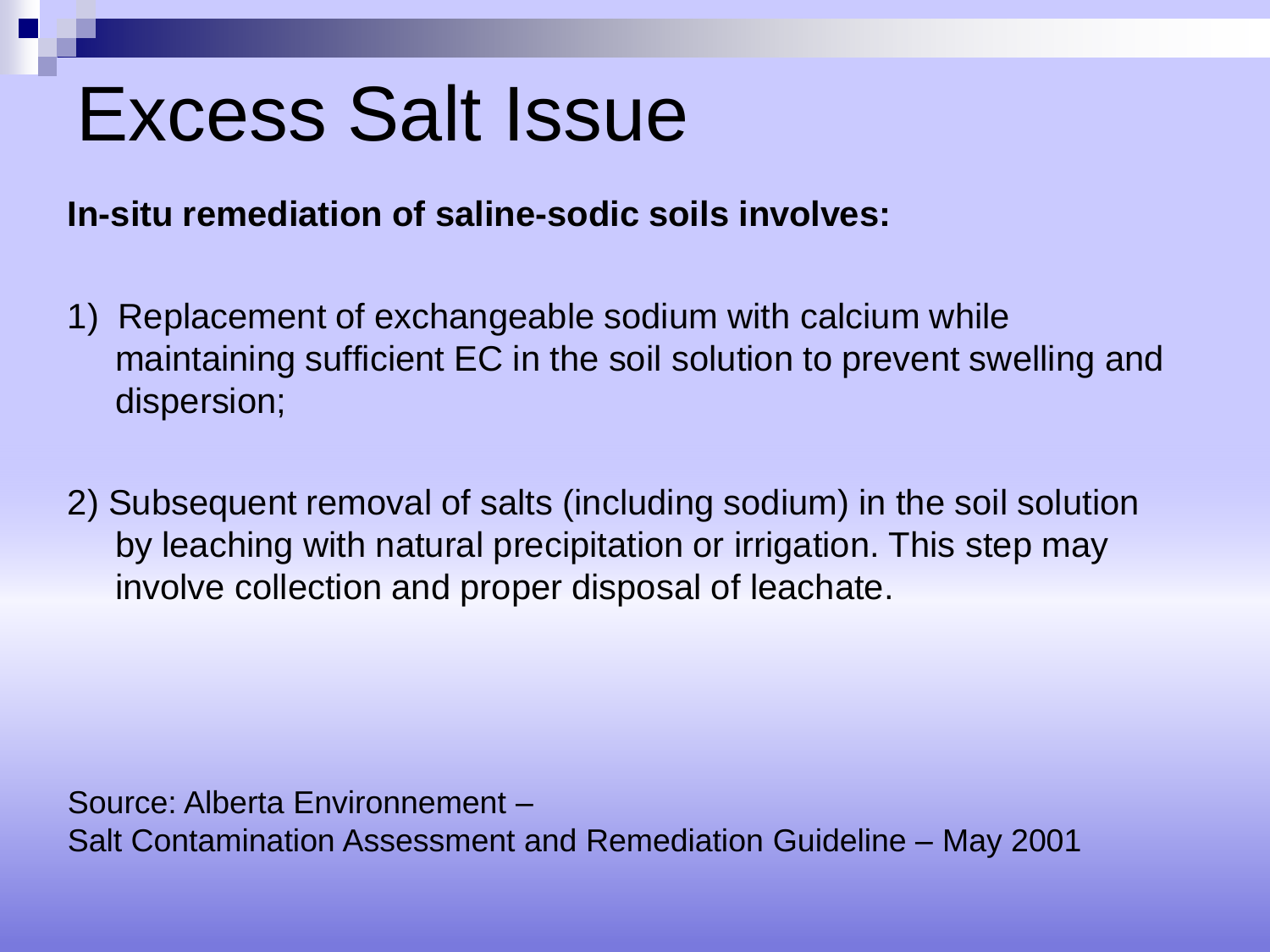# Excess Salt Issue

**In-situ remediation of saline-sodic soils involves:**

1) Replacement of exchangeable sodium with calcium while maintaining sufficient EC in the soil solution to prevent swelling and dispersion;

2) Subsequent removal of salts (including sodium) in the soil solution by leaching with natural precipitation or irrigation. This step may involve collection and proper disposal of leachate.

Source: Alberta Environnement –
Salt Contamination Assessment and Remediation Guideline – May 2001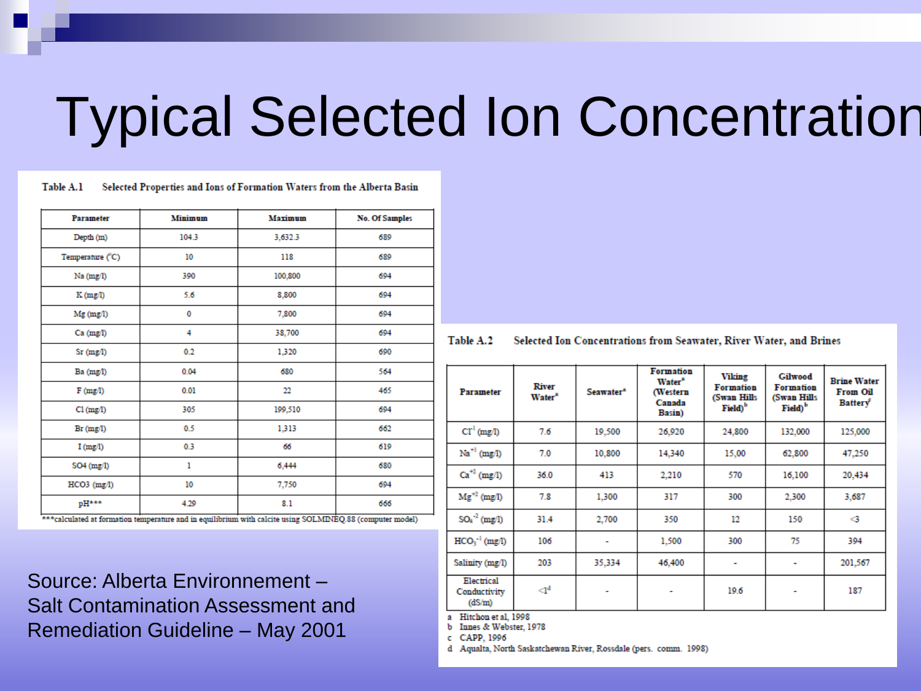# Typical Selected Ion Concentration

Table A.1 Selected Properties and Ions of Formation Waters from the Alberta Basin

| Parameter | Minimum | Maximum | No. Of Samples |
|---|---|---|---|
| Depth (m) | 104.3 | 3,632.3 | 689 |
| Temperature (°C) | 10 | 118 | 689 |
| Na (mg/l) | 390 | 100,800 | 694 |
| K (mg/l) | 5.6 | 8,800 | 694 |
| Mg (mg/l) | 0 | 7,800 | 694 |
| Ca (mg/l) | 4 | 38,700 | 694 |
| Sr (mg/l) | 0.2 | 1,320 | 690 |
| Ba (mg/l) | 0.04 | 680 | 564 |
| F (mg/l) | 0.01 | 22 | 465 |
| Cl (mg/l) | 305 | 199,510 | 694 |
| Br (mg/l) | 0.5 | 1,313 | 662 |
| I (mg/l) | 0.3 | 66 | 619 |
| SO4 (mg/l) | 1 | 6,444 | 680 |
| HCO3 (mg/l) | 10 | 7,750 | 694 |
| pH*** | 4.29 | 8.1 | 666 |

***calculated at formation temperature and in equilibrium with calcite using SOLMINEQ.88 (computer model)

Table A.2 Selected Ion Concentrations from Seawater, River Water, and Brines

| Parameter | River Water[a] | Seawater[a] | Formation Water[a] (Western Canada Basin) | Viking Formation (Swan Hills Field)[b] | Gilwood Formation (Swan Hills Field)[b] | Brine Water From Oil Battery[c] |
|---|---|---|---|---|---|---|
| $Cl^{-1}$ (mg/l) | 7.6 | 19,500 | 26,920 | 24,800 | 132,000 | 125,000 |
| $Na^{+1}$ (mg/l) | 7.0 | 10,800 | 14,340 | 15,00 | 62,800 | 47,250 |
| $Ca^{+2}$ (mg/l) | 36.0 | 413 | 2,210 | 570 | 16,100 | 20,434 |
| $Mg^{+2}$ (mg/l) | 7.8 | 1,300 | 317 | 300 | 2,300 | 3,687 |
| $SO_4^{-2}$ (mg/l) | 31.4 | 2,700 | 350 | 12 | 150 | <3 |
| $HCO_3^{-1}$ (mg/l) | 106 | - | 1,500 | 300 | 75 | 394 |
| Salinity (mg/l) | 203 | 35,334 | 46,400 | - | - | 201,567 |
| Electrical Conductivity (dS/m) | <1[d] | - | - | 19.6 | - | 187 |

a Hitchon et al, 1998
b Innes & Webster, 1978
c CAPP, 1996
d Aqualta, North Saskatchewan River, Rossdale (pers. comm. 1998)

Source: Alberta Environnement – Salt Contamination Assessment and Remediation Guideline – May 2001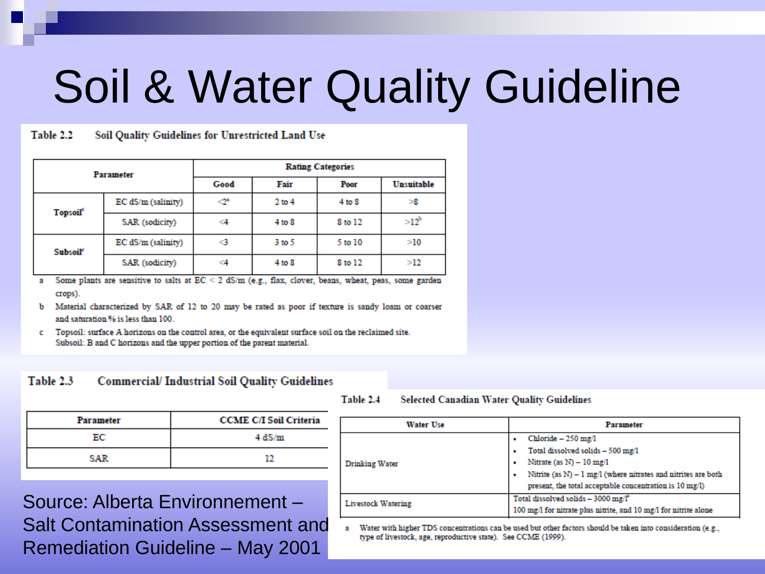# Soil & Water Quality Guideline

**Table 2.2 Soil Quality Guidelines for Unrestricted Land Use**

| Parameter | | Rating Categories | | | |
|---|---|---|---|---|---|
| | | Good | Fair | Poor | Unsuitable |
| Topsoil[c] | EC dS/m (salinity) | <2[a] | 2 to 4 | 4 to 8 | >8 |
| | SAR (sodicity) | <4 | 4 to 8 | 8 to 12 | >12[b] |
| Subsoil[c] | EC dS/m (salinity) | <3 | 3 to 5 | 5 to 10 | >10 |
| | SAR (sodicity) | <4 | 4 to 8 | 8 to 12 | >12 |

a Some plants are sensitive to salts at EC < 2 dS/m (e.g., flax, clover, beans, wheat, peas, some garden crops).

b Material characterized by SAR of 12 to 20 may be rated as poor if texture is sandy loam or coarser and saturation % is less than 100.

c Topsoil: surface A horizons on the control area, or the equivalent surface soil on the reclaimed site. Subsoil: B and C horizons and the upper portion of the parent material.

**Table 2.3 Commercial/ Industrial Soil Quality Guidelines**

| Parameter | CCME C/I Soil Criteria |
|---|---|
| EC | 4 dS/m |
| SAR | 12 |

**Table 2.4 Selected Canadian Water Quality Guidelines**

| Water Use | Parameter |
|---|---|
| Drinking Water | • Chloride – 250 mg/l<br>• Total dissolved solids – 500 mg/l<br>• Nitrate (as N) – 10 mg/l<br>• Nitrite (as N) – 1 mg/l (where nitrates and nitrites are both present, the total acceptable concentration is 10 mg/l) |
| Livestock Watering | Total dissolved solids – 3000 mg/l[a]<br>100 mg/l for nitrate plus nitrite, and 10 mg/l for nitrite alone |

a Water with higher TDS concentrations can be used but other factors should be taken into consideration (e.g., type of livestock, age, reproductive state). See CCME (1999).

Source: Alberta Environnement – Salt Contamination Assessment and Remediation Guideline – May 2001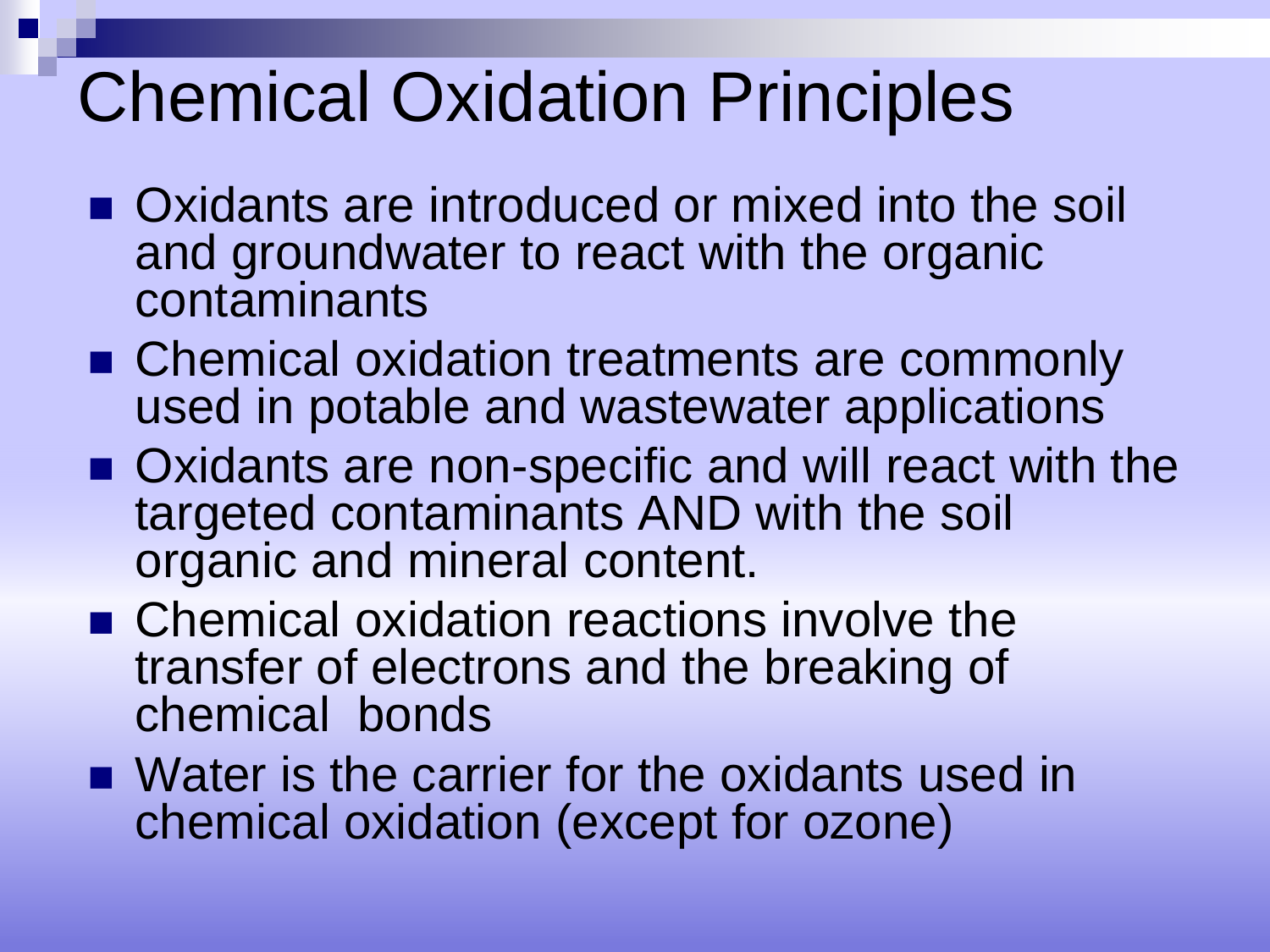# Chemical Oxidation Principles

- Oxidants are introduced or mixed into the soil and groundwater to react with the organic contaminants
- Chemical oxidation treatments are commonly used in potable and wastewater applications
- Oxidants are non-specific and will react with the targeted contaminants AND with the soil organic and mineral content.
- Chemical oxidation reactions involve the transfer of electrons and the breaking of chemical bonds
- Water is the carrier for the oxidants used in chemical oxidation (except for ozone)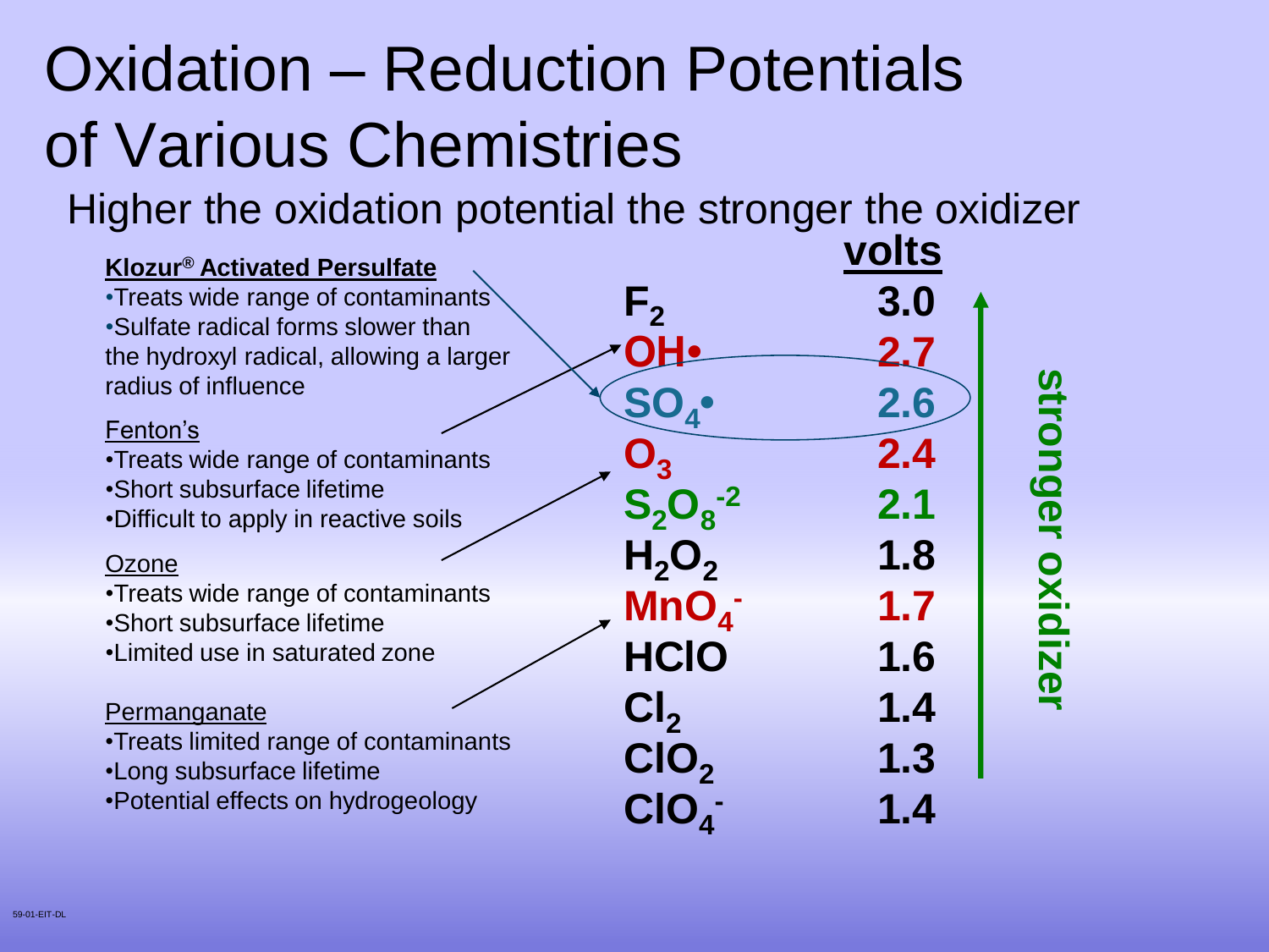# Oxidation – Reduction Potentials of Various Chemistries

Higher the oxidation potential the stronger the oxidizer

**Klozur® Activated Persulfate**

- Treats wide range of contaminants
- Sulfate radical forms slower than the hydroxyl radical, allowing a larger radius of influence

Fenton's

- Treats wide range of contaminants
- Short subsurface lifetime
- Difficult to apply in reactive soils

Ozone

- Treats wide range of contaminants
- Short subsurface lifetime
- Limited use in saturated zone

Permanganate

- Treats limited range of contaminants
- Long subsurface lifetime
- Potential effects on hydrogeology

| Oxidizer | volts |
|---|---|
| $F_2$ | 3.0 |
| $OH\bullet$ | 2.7 |
| $SO_4\bullet$ | 2.6 |
| $O_3$ | 2.4 |
| $S_2O_8^{-2}$ | 2.1 |
| $H_2O_2$ | 1.8 |
| $MnO_4^-$ | 1.7 |
| HClO | 1.6 |
| $Cl_2$ | 1.4 |
| $ClO_2$ | 1.3 |
| $ClO_4^-$ | 1.4 |

stronger oxidizer

59-01-EIT-DL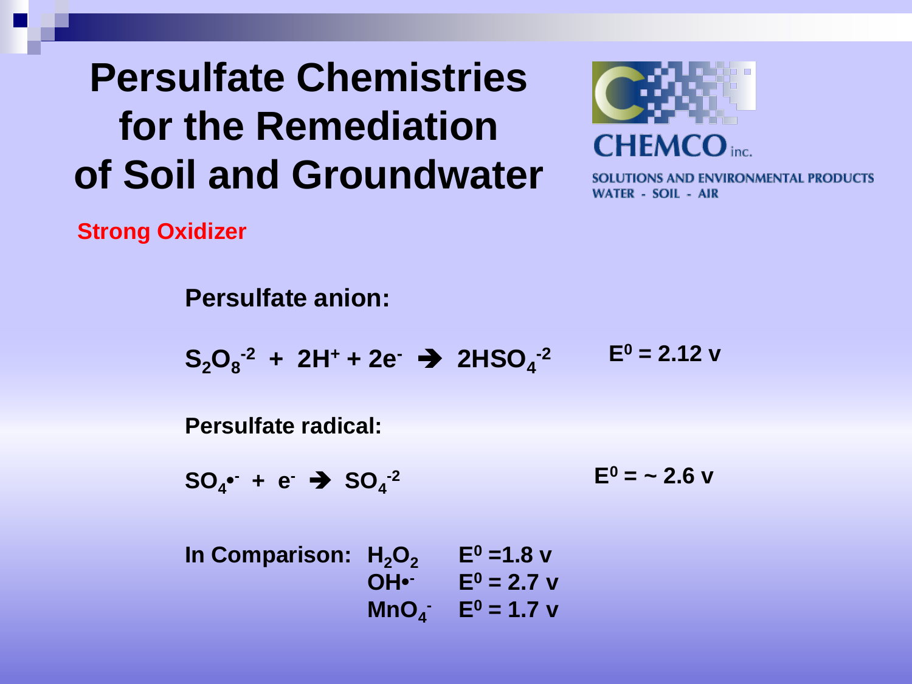# Persulfate Chemistries for the Remediation of Soil and Groundwater

CHEMCO inc.

SOLUTIONS AND ENVIRONMENTAL PRODUCTS
WATER - SOIL - AIR

**Strong Oxidizer**

**Persulfate anion:**

$$S_2O_8^{-2} + 2H^+ + 2e^- \rightarrow 2HSO_4^{-2} \qquad E^0 = 2.12 \text{ v}$$

**Persulfate radical:**

$$SO_4^{\bullet-} + e^- \rightarrow SO_4^{-2} \qquad E^0 = \sim 2.6 \text{ v}$$

**In Comparison:**

| | |
|---|---|
| $H_2O_2$ | $E^0 = 1.8$ v |
| $OH^{\bullet-}$ | $E^0 = 2.7$ v |
| $MnO_4^-$ | $E^0 = 1.7$ v |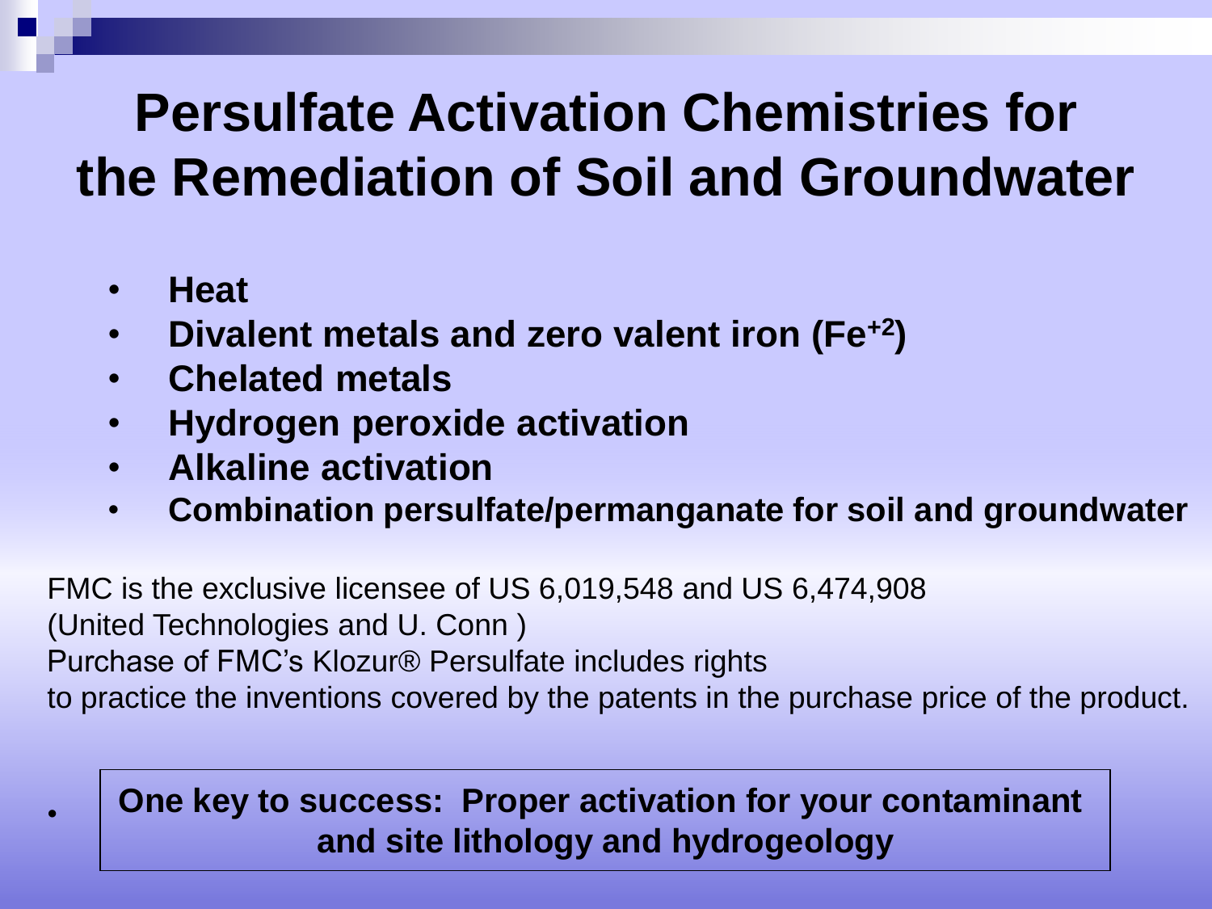# Persulfate Activation Chemistries for the Remediation of Soil and Groundwater

- **Heat**
- **Divalent metals and zero valent iron ($Fe^{+2}$)**
- **Chelated metals**
- **Hydrogen peroxide activation**
- **Alkaline activation**
- **Combination persulfate/permanganate for soil and groundwater**

FMC is the exclusive licensee of US 6,019,548 and US 6,474,908
(United Technologies and U. Conn )
Purchase of FMC's Klozur® Persulfate includes rights
to practice the inventions covered by the patents in the purchase price of the product.

- **One key to success: Proper activation for your contaminant and site lithology and hydrogeology**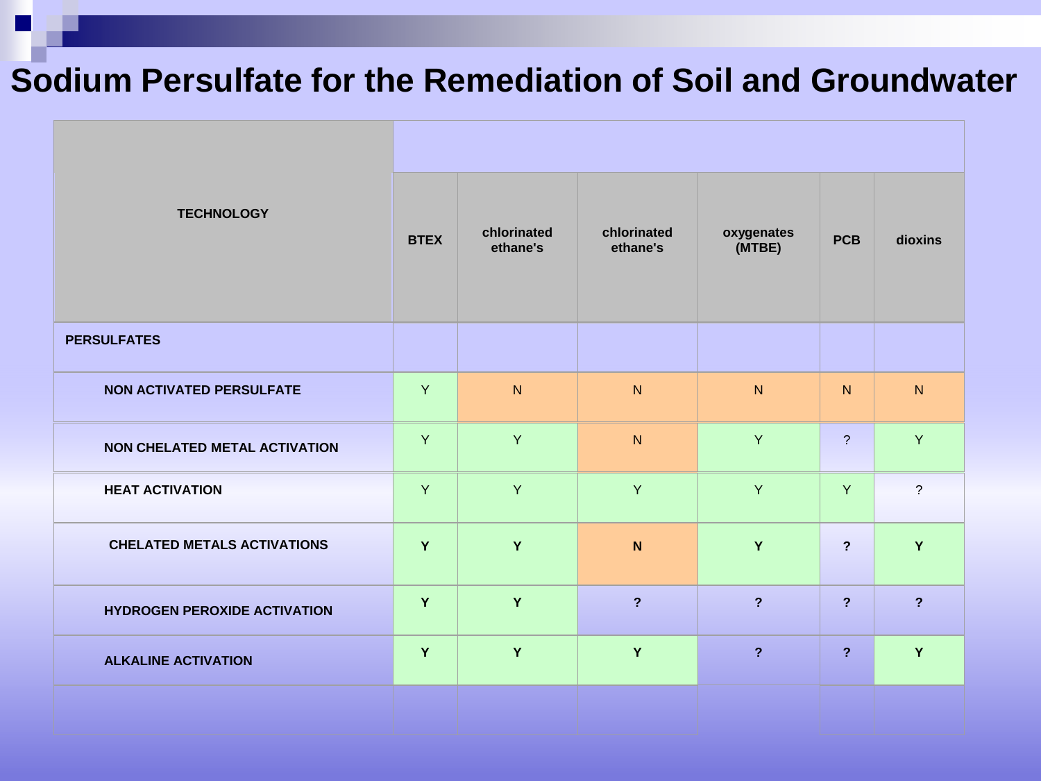# Sodium Persulfate for the Remediation of Soil and Groundwater

| TECHNOLOGY | BTEX | chlorinated ethane's | chlorinated ethane's | oxygenates (MTBE) | PCB | dioxins |
|---|---|---|---|---|---|---|
| **PERSULFATES** | | | | | | |
| NON ACTIVATED PERSULFATE | Y | N | N | N | N | N |
| NON CHELATED METAL ACTIVATION | Y | Y | N | Y | ? | Y |
| HEAT ACTIVATION | Y | Y | Y | Y | Y | ? |
| CHELATED METALS ACTIVATIONS | **Y** | **Y** | **N** | **Y** | **?** | **Y** |
| HYDROGEN PEROXIDE ACTIVATION | **Y** | **Y** | **?** | **?** | **?** | **?** |
| ALKALINE ACTIVATION | **Y** | **Y** | **Y** | **?** | **?** | **Y** |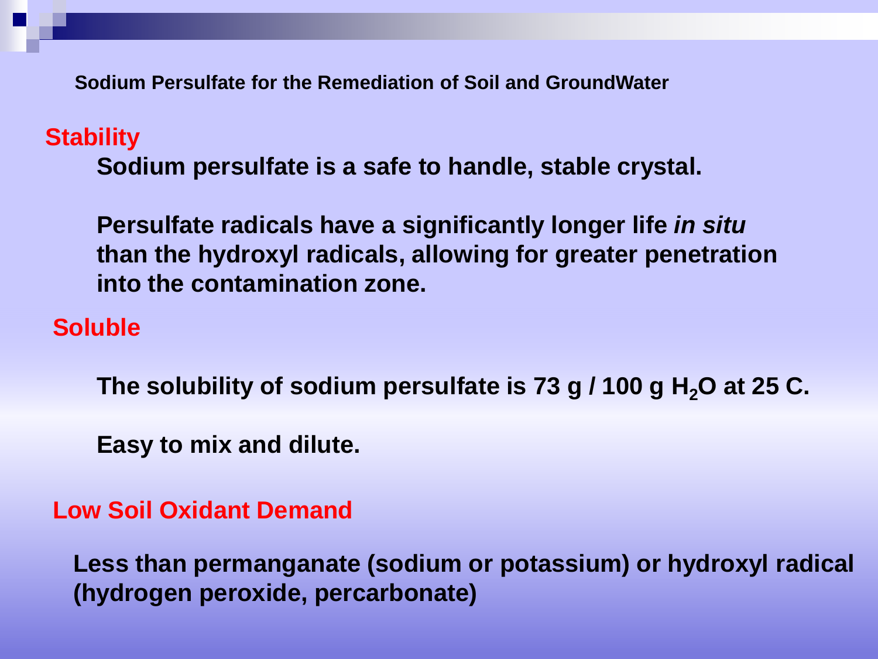**Sodium Persulfate for the Remediation of Soil and GroundWater**

## Stability

**Sodium persulfate is a safe to handle, stable crystal.**

**Persulfate radicals have a significantly longer life *in situ* than the hydroxyl radicals, allowing for greater penetration into the contamination zone.**

## Soluble

**The solubility of sodium persulfate is 73 g / 100 g $H_2O$ at 25 C.**

**Easy to mix and dilute.**

## Low Soil Oxidant Demand

**Less than permanganate (sodium or potassium) or hydroxyl radical (hydrogen peroxide, percarbonate)**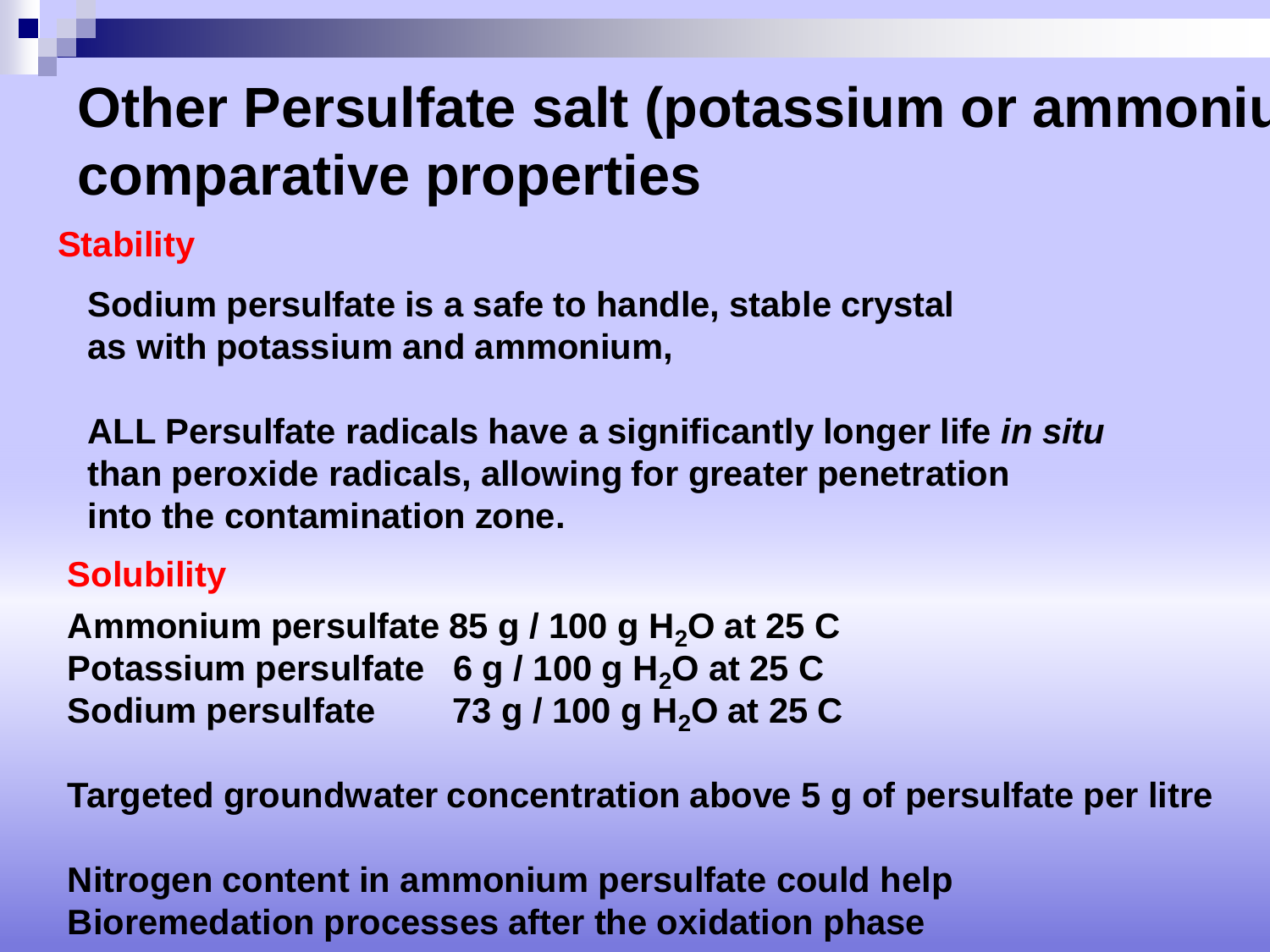# Other Persulfate salt (potassium or ammoniu comparative properties

**Stability**

**Sodium persulfate is a safe to handle, stable crystal as with potassium and ammonium,**

**ALL Persulfate radicals have a significantly longer life *in situ* than peroxide radicals, allowing for greater penetration into the contamination zone.**

**Solubility**

**Ammonium persulfate 85 g / 100 g $H_2O$ at 25 C**
**Potassium persulfate 6 g / 100 g $H_2O$ at 25 C**
**Sodium persulfate 73 g / 100 g $H_2O$ at 25 C**

**Targeted groundwater concentration above 5 g of persulfate per litre**

**Nitrogen content in ammonium persulfate could help Bioremedation processes after the oxidation phase**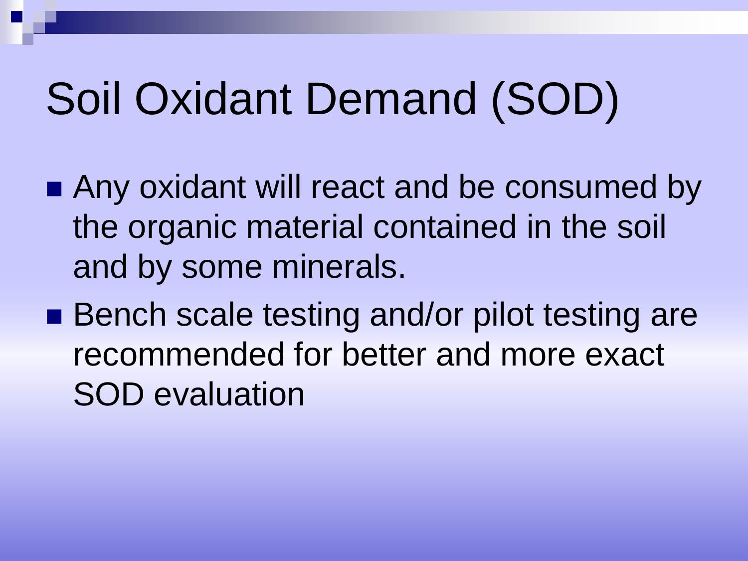# Soil Oxidant Demand (SOD)

- Any oxidant will react and be consumed by the organic material contained in the soil and by some minerals.
- Bench scale testing and/or pilot testing are recommended for better and more exact SOD evaluation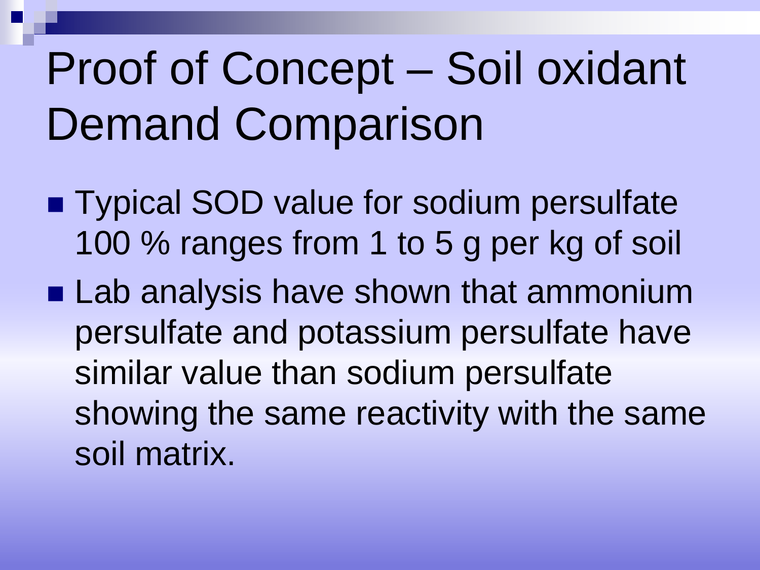# Proof of Concept – Soil oxidant Demand Comparison

- Typical SOD value for sodium persulfate 100 % ranges from 1 to 5 g per kg of soil
- Lab analysis have shown that ammonium persulfate and potassium persulfate have similar value than sodium persulfate showing the same reactivity with the same soil matrix.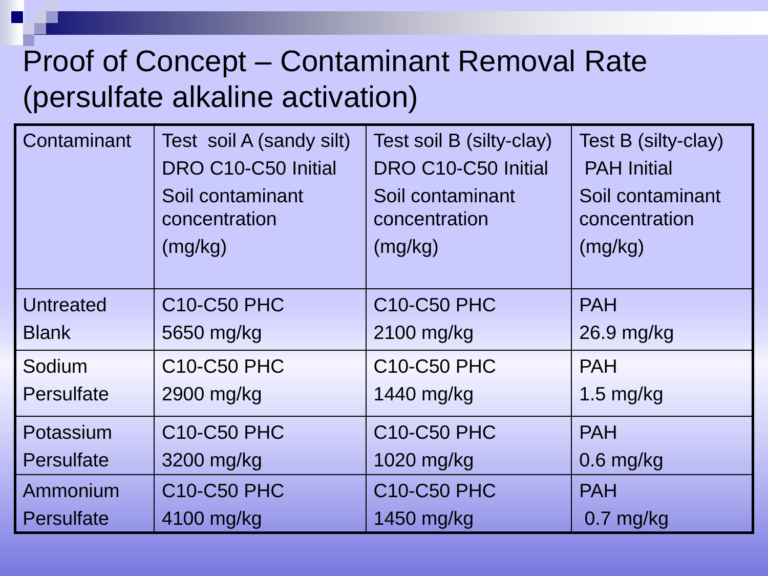# Proof of Concept – Contaminant Removal Rate (persulfate alkaline activation)

| Contaminant | Test soil A (sandy silt) DRO C10-C50 Initial Soil contaminant concentration (mg/kg) | Test soil B (silty-clay) DRO C10-C50 Initial Soil contaminant concentration (mg/kg) | Test B (silty-clay) PAH Initial Soil contaminant concentration (mg/kg) |
|---|---|---|---|
| Untreated Blank | C10-C50 PHC 5650 mg/kg | C10-C50 PHC 2100 mg/kg | PAH 26.9 mg/kg |
| Sodium Persulfate | C10-C50 PHC 2900 mg/kg | C10-C50 PHC 1440 mg/kg | PAH 1.5 mg/kg |
| Potassium Persulfate | C10-C50 PHC 3200 mg/kg | C10-C50 PHC 1020 mg/kg | PAH 0.6 mg/kg |
| Ammonium Persulfate | C10-C50 PHC 4100 mg/kg | C10-C50 PHC 1450 mg/kg | PAH 0.7 mg/kg |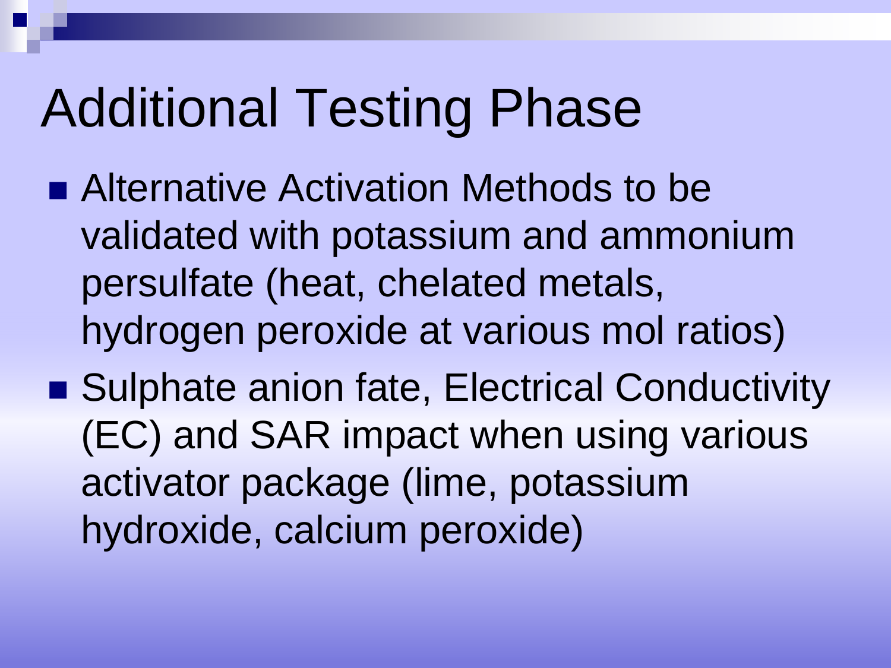# Additional Testing Phase

- Alternative Activation Methods to be validated with potassium and ammonium persulfate (heat, chelated metals, hydrogen peroxide at various mol ratios)
- Sulphate anion fate, Electrical Conductivity (EC) and SAR impact when using various activator package (lime, potassium hydroxide, calcium peroxide)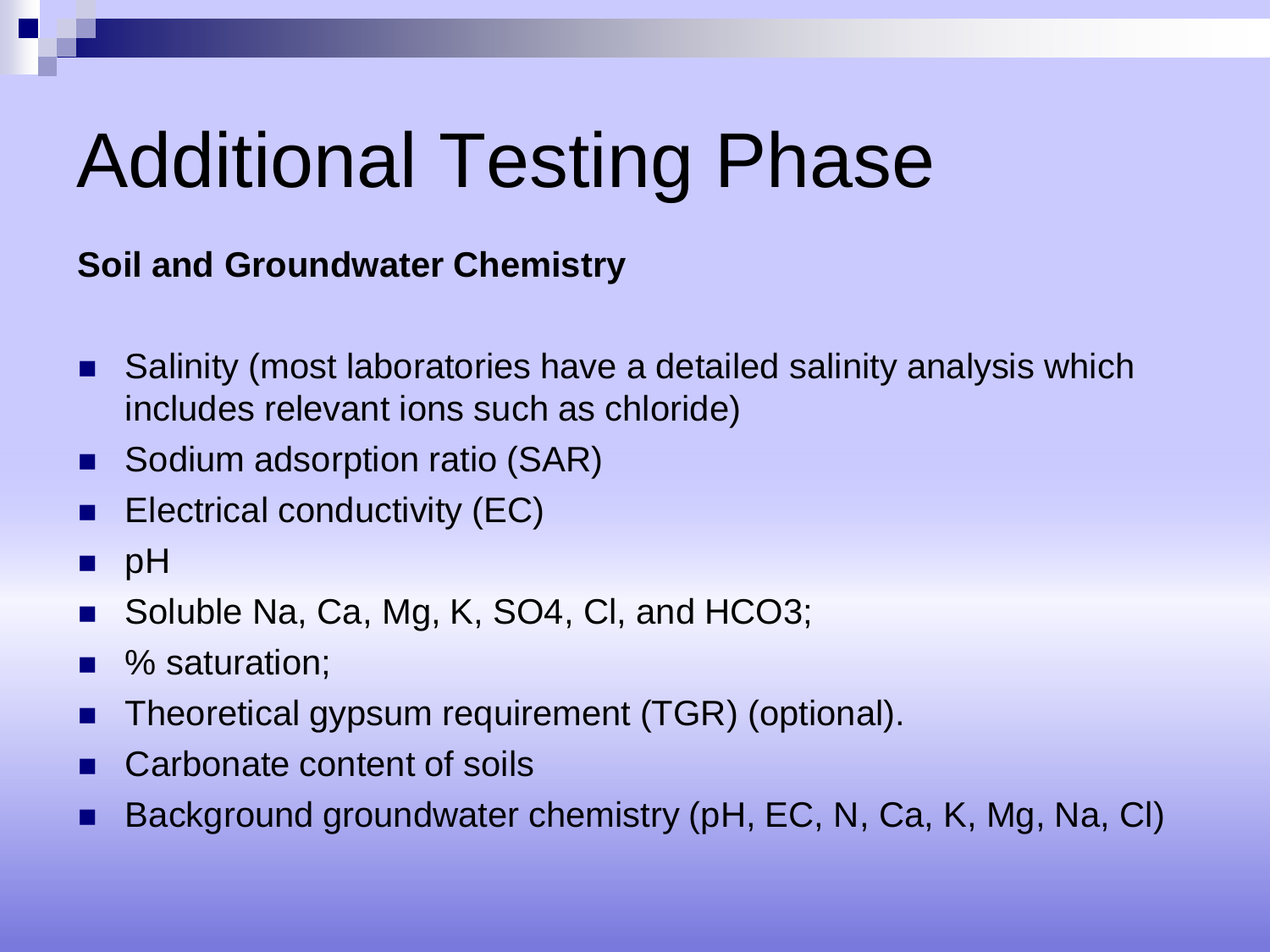# Additional Testing Phase

**Soil and Groundwater Chemistry**

- Salinity (most laboratories have a detailed salinity analysis which includes relevant ions such as chloride)
- Sodium adsorption ratio (SAR)
- Electrical conductivity (EC)
- pH
- Soluble Na, Ca, Mg, K, $SO_4$, Cl, and $HCO_3$;
- % saturation;
- Theoretical gypsum requirement (TGR) (optional).
- Carbonate content of soils
- Background groundwater chemistry (pH, EC, N, Ca, K, Mg, Na, Cl)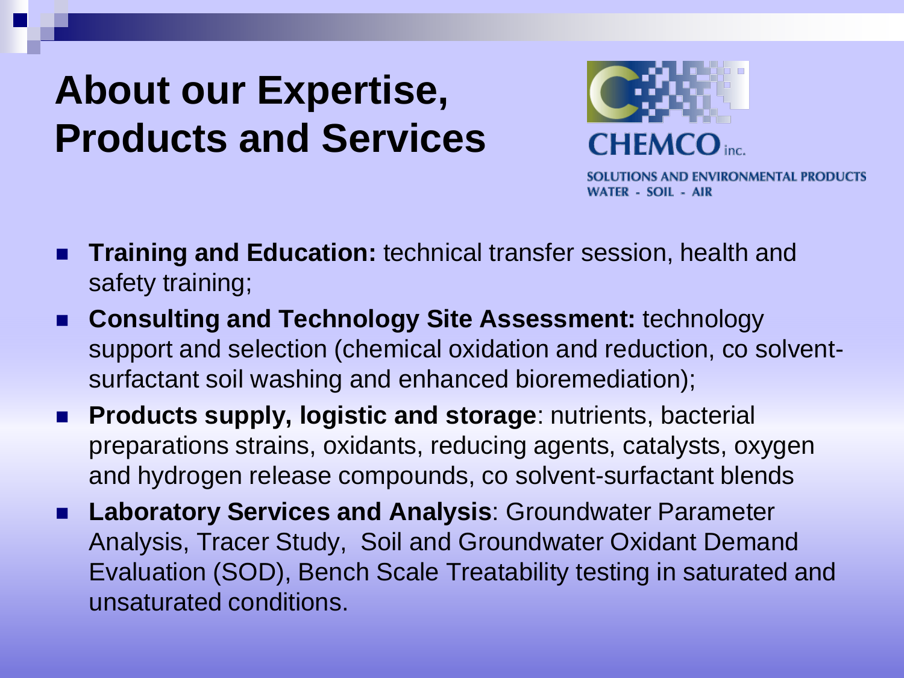# About our Expertise, Products and Services

CHEMCO inc.

SOLUTIONS AND ENVIRONMENTAL PRODUCTS
WATER - SOIL - AIR

- **Training and Education:** technical transfer session, health and safety training;
- **Consulting and Technology Site Assessment:** technology support and selection (chemical oxidation and reduction, co solvent-surfactant soil washing and enhanced bioremediation);
- **Products supply, logistic and storage**: nutrients, bacterial preparations strains, oxidants, reducing agents, catalysts, oxygen and hydrogen release compounds, co solvent-surfactant blends
- **Laboratory Services and Analysis**: Groundwater Parameter Analysis, Tracer Study, Soil and Groundwater Oxidant Demand Evaluation (SOD), Bench Scale Treatability testing in saturated and unsaturated conditions.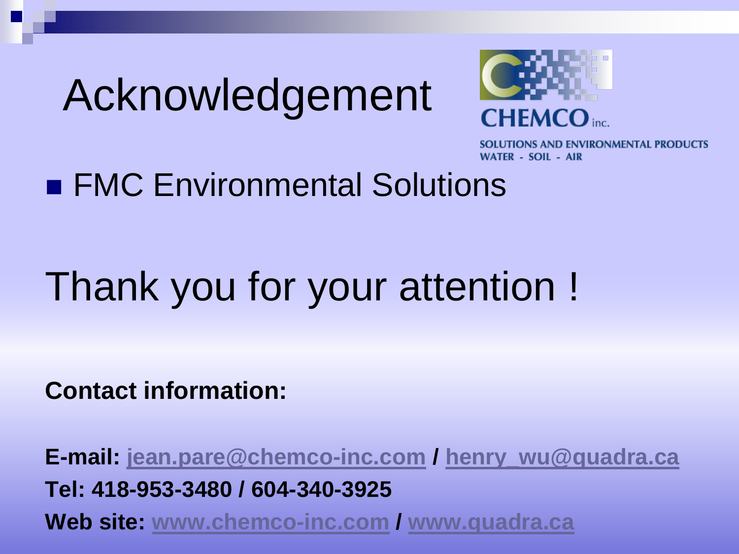# Acknowledgement

CHEMCO inc.

SOLUTIONS AND ENVIRONMENTAL PRODUCTS
WATER - SOIL - AIR

- FMC Environmental Solutions

# Thank you for your attention !

**Contact information:**

**E-mail: jean.pare@chemco-inc.com / henry_wu@quadra.ca**
**Tel: 418-953-3480 / 604-340-3925**
**Web site: www.chemco-inc.com / www.quadra.ca**